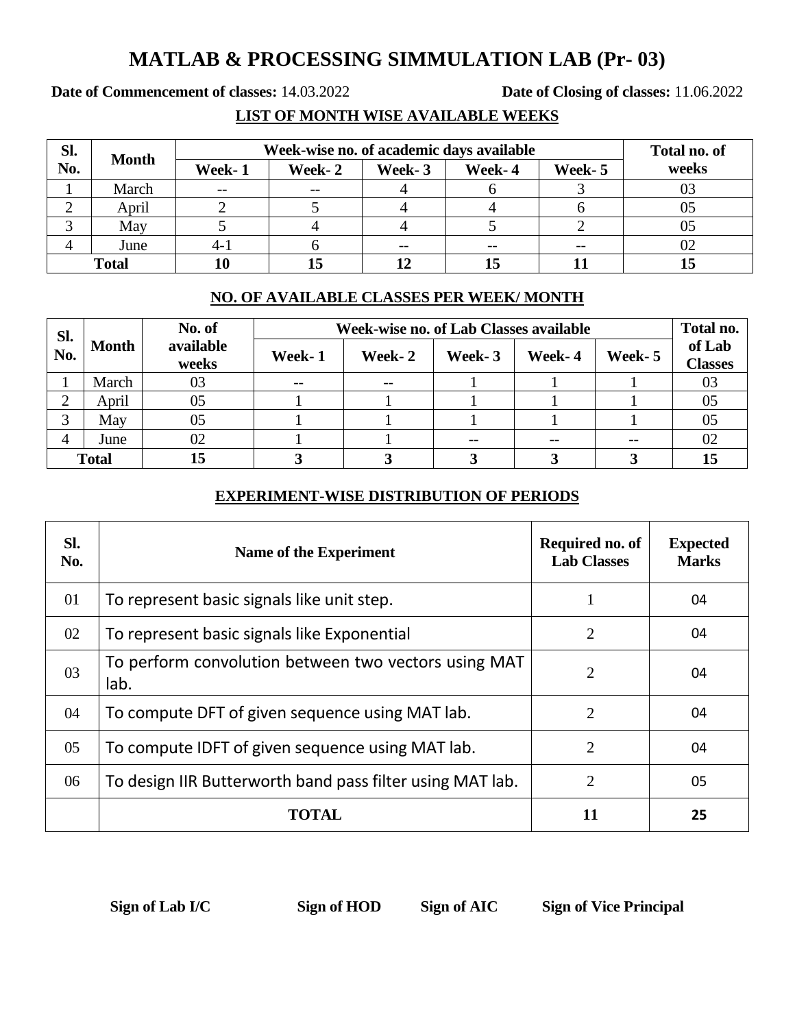# MATLAB & PROCESSING SIMMULATION LAB (Pr- 03)

**Date of Commencement of classes:** 14.03.2022 **Date of Closing of classes:** 11.06.2022

## LIST OF MONTH WISE AVAILABLE WEEKS

| Sl. No. | Month | Week-wise no. of academic days available | | | | | Total no. of weeks |
|---|---|---|---|---|---|---|---|
| | | Week- 1 | Week- 2 | Week- 3 | Week- 4 | Week- 5 | |
| 1 | March | -- | -- | 4 | 6 | 3 | 03 |
| 2 | April | 2 | 5 | 4 | 4 | 6 | 05 |
| 3 | May | 5 | 4 | 4 | 5 | 2 | 05 |
| 4 | June | 4-1 | 6 | -- | -- | -- | 02 |
| **Total** | | **10** | **15** | **12** | **15** | **11** | **15** |

## NO. OF AVAILABLE CLASSES PER WEEK/ MONTH

| Sl. No. | Month | No. of available weeks | Week-wise no. of Lab Classes available | | | | | Total no. of Lab Classes |
|---|---|---|---|---|---|---|---|---|
| | | | Week- 1 | Week- 2 | Week- 3 | Week- 4 | Week- 5 | |
| 1 | March | 03 | -- | -- | 1 | 1 | 1 | 03 |
| 2 | April | 05 | 1 | 1 | 1 | 1 | 1 | 05 |
| 3 | May | 05 | 1 | 1 | 1 | 1 | 1 | 05 |
| 4 | June | 02 | 1 | 1 | -- | -- | -- | 02 |
| **Total** | | **15** | **3** | **3** | **3** | **3** | **3** | **15** |

## EXPERIMENT-WISE DISTRIBUTION OF PERIODS

| Sl. No. | Name of the Experiment | Required no. of Lab Classes | Expected Marks |
|---|---|---|---|
| 01 | To represent basic signals like unit step. | 1 | 04 |
| 02 | To represent basic signals like Exponential | 2 | 04 |
| 03 | To perform convolution between two vectors using MAT lab. | 2 | 04 |
| 04 | To compute DFT of given sequence using MAT lab. | 2 | 04 |
| 05 | To compute IDFT of given sequence using MAT lab. | 2 | 04 |
| 06 | To design IIR Butterworth band pass filter using MAT lab. | 2 | 05 |
| | **TOTAL** | **11** | **25** |

**Sign of Lab I/C** **Sign of HOD** **Sign of AIC** **Sign of Vice Principal**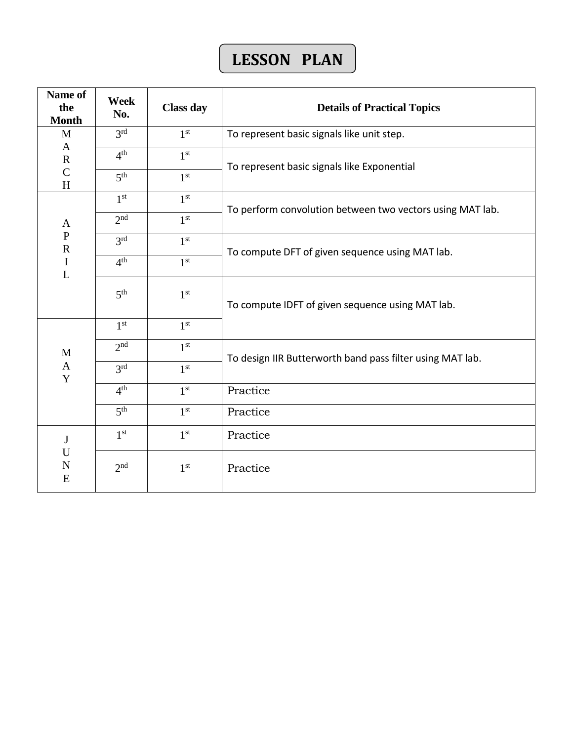# LESSON PLAN

| Name of the Month | Week No. | Class day | Details of Practical Topics |
|---|---|---|---|
| MARCH | 3rd | 1st | To represent basic signals like unit step. |
| | 4th | 1st | To represent basic signals like Exponential |
| | 5th | 1st | |
| APRIL | 1st | 1st | To perform convolution between two vectors using MAT lab. |
| | 2nd | 1st | |
| | 3rd | 1st | To compute DFT of given sequence using MAT lab. |
| | 4th | 1st | |
| | 5th | 1st | To compute IDFT of given sequence using MAT lab. |
| MAY | 1st | 1st | |
| | 2nd | 1st | To design IIR Butterworth band pass filter using MAT lab. |
| | 3rd | 1st | |
| | 4th | 1st | Practice |
| | 5th | 1st | Practice |
| JUNE | 1st | 1st | Practice |
| | 2nd | 1st | Practice |